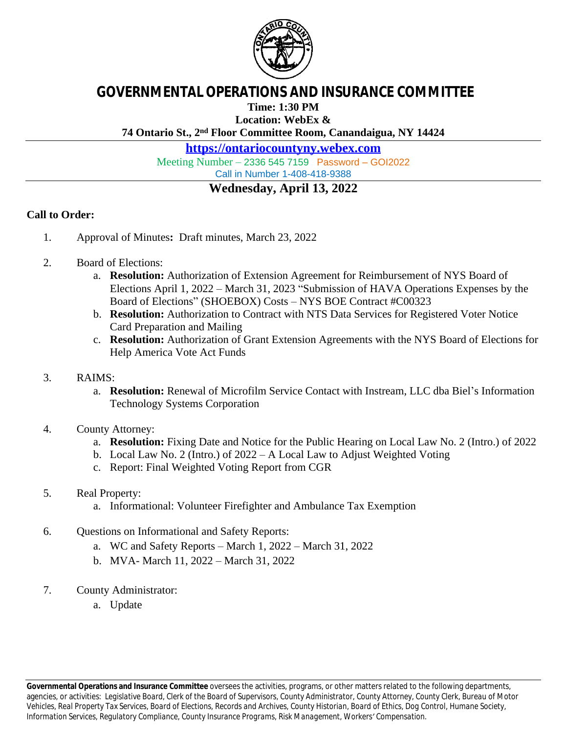# GOVERNMENTAL OPERATIONS AND INSURANCE COMMITTEE

**Time: 1:30 PM**

**Location: WebEx &**

**74 Ontario St., 2nd Floor Committee Room, Canandaigua, NY 14424**

**https://ontariocountyny.webex.com**

Meeting Number – 2336 545 7159 Password – GOI2022

Call in Number 1-408-418-9388

## Wednesday, April 13, 2022

**Call to Order:**

1. Approval of Minutes**:** Draft minutes, March 23, 2022

2. Board of Elections:
   a. **Resolution:** Authorization of Extension Agreement for Reimbursement of NYS Board of Elections April 1, 2022 – March 31, 2023 "Submission of HAVA Operations Expenses by the Board of Elections" (SHOEBOX) Costs – NYS BOE Contract #C00323
   b. **Resolution:** Authorization to Contract with NTS Data Services for Registered Voter Notice Card Preparation and Mailing
   c. **Resolution:** Authorization of Grant Extension Agreements with the NYS Board of Elections for Help America Vote Act Funds

3. RAIMS:
   a. **Resolution:** Renewal of Microfilm Service Contact with Instream, LLC dba Biel's Information Technology Systems Corporation

4. County Attorney:
   a. **Resolution:** Fixing Date and Notice for the Public Hearing on Local Law No. 2 (Intro.) of 2022
   b. Local Law No. 2 (Intro.) of 2022 – A Local Law to Adjust Weighted Voting
   c. Report: Final Weighted Voting Report from CGR

5. Real Property:
   a. Informational: Volunteer Firefighter and Ambulance Tax Exemption

6. Questions on Informational and Safety Reports:
   a. WC and Safety Reports – March 1, 2022 – March 31, 2022
   b. MVA- March 11, 2022 – March 31, 2022

7. County Administrator:
   a. Update

**Governmental Operations and Insurance Committee** oversees the activities, programs, or other matters related to the following departments, agencies, or activities: Legislative Board, Clerk of the Board of Supervisors, County Administrator, County Attorney, County Clerk, Bureau of Motor Vehicles, Real Property Tax Services, Board of Elections, Records and Archives, County Historian, Board of Ethics, Dog Control, Humane Society, Information Services, Regulatory Compliance, County Insurance Programs, Risk Management, Workers' Compensation.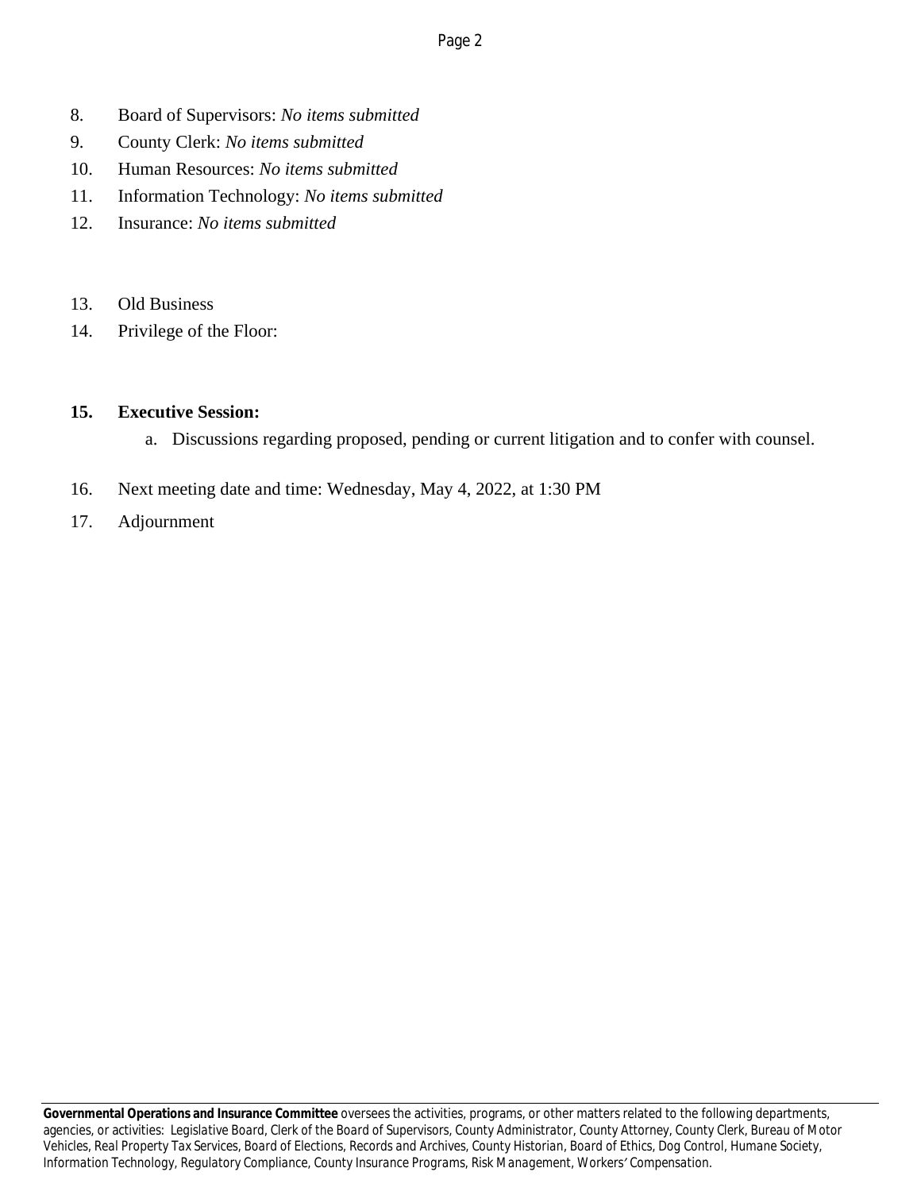8. Board of Supervisors: *No items submitted*
9. County Clerk: *No items submitted*
10. Human Resources: *No items submitted*
11. Information Technology: *No items submitted*
12. Insurance: *No items submitted*

13. Old Business
14. Privilege of the Floor:

15. **Executive Session:**
    a. Discussions regarding proposed, pending or current litigation and to confer with counsel.

16. Next meeting date and time: Wednesday, May 4, 2022, at 1:30 PM
17. Adjournment

**Governmental Operations and Insurance Committee** oversees the activities, programs, or other matters related to the following departments, agencies, or activities: Legislative Board, Clerk of the Board of Supervisors, County Administrator, County Attorney, County Clerk, Bureau of Motor Vehicles, Real Property Tax Services, Board of Elections, Records and Archives, County Historian, Board of Ethics, Dog Control, Humane Society, Information Technology, Regulatory Compliance, County Insurance Programs, Risk Management, Workers' Compensation.